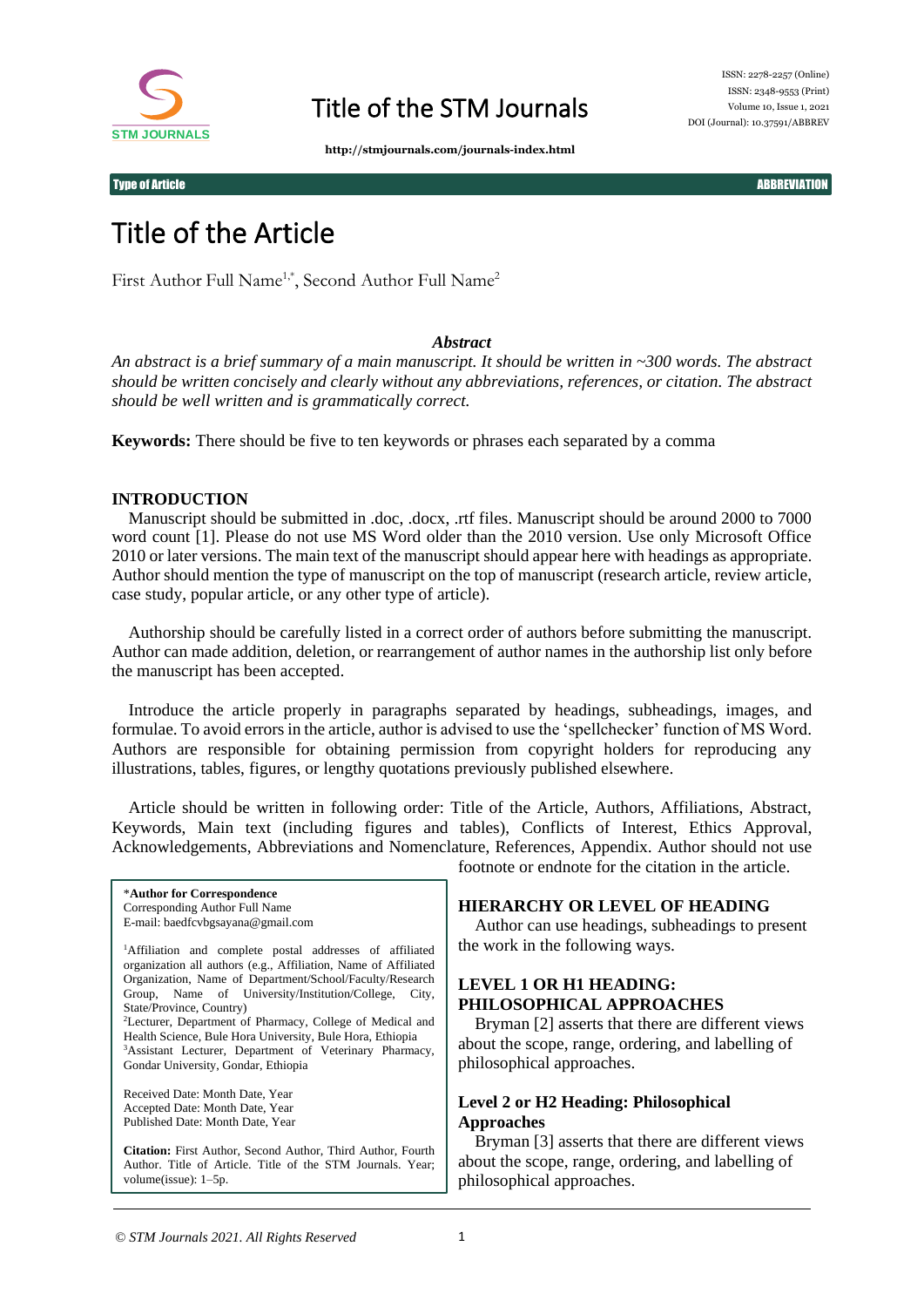Type of Article

# Title of the Article

First Author Full Name[1,*], Second Author Full Name[2]

***Abstract***

*An abstract is a brief summary of a main manuscript. It should be written in ~300 words. The abstract should be written concisely and clearly without any abbreviations, references, or citation. The abstract should be well written and is grammatically correct.*

**Keywords:** There should be five to ten keywords or phrases each separated by a comma

## INTRODUCTION

Manuscript should be submitted in .doc, .docx, .rtf files. Manuscript should be around 2000 to 7000 word count [1]. Please do not use MS Word older than the 2010 version. Use only Microsoft Office 2010 or later versions. The main text of the manuscript should appear here with headings as appropriate. Author should mention the type of manuscript on the top of manuscript (research article, review article, case study, popular article, or any other type of article).

Authorship should be carefully listed in a correct order of authors before submitting the manuscript. Author can made addition, deletion, or rearrangement of author names in the authorship list only before the manuscript has been accepted.

Introduce the article properly in paragraphs separated by headings, subheadings, images, and formulae. To avoid errors in the article, author is advised to use the 'spellchecker' function of MS Word. Authors are responsible for obtaining permission from copyright holders for reproducing any illustrations, tables, figures, or lengthy quotations previously published elsewhere.

Article should be written in following order: Title of the Article, Authors, Affiliations, Abstract, Keywords, Main text (including figures and tables), Conflicts of Interest, Ethics Approval, Acknowledgements, Abbreviations and Nomenclature, References, Appendix. Author should not use footnote or endnote for the citation in the article.

## HIERARCHY OR LEVEL OF HEADING

Author can use headings, subheadings to present the work in the following ways.

## LEVEL 1 OR H1 HEADING: PHILOSOPHICAL APPROACHES

Bryman [2] asserts that there are different views about the scope, range, ordering, and labelling of philosophical approaches.

### Level 2 or H2 Heading: Philosophical Approaches

Bryman [3] asserts that there are different views about the scope, range, ordering, and labelling of philosophical approaches.

---

***Author for Correspondence**
Corresponding Author Full Name
E-mail: baedfcvbgsayana@gmail.com

[1]Affiliation and complete postal addresses of affiliated organization all authors (e.g., Affiliation, Name of Affiliated Organization, Name of Department/School/Faculty/Research Group, Name of University/Institution/College, City, State/Province, Country)
[2]Lecturer, Department of Pharmacy, College of Medical and Health Science, Bule Hora University, Bule Hora, Ethiopia
[3]Assistant Lecturer, Department of Veterinary Pharmacy, Gondar University, Gondar, Ethiopia

Received Date: Month Date, Year
Accepted Date: Month Date, Year
Published Date: Month Date, Year

**Citation:** First Author, Second Author, Third Author, Fourth Author. Title of Article. Title of the STM Journals. Year; volume(issue): 1–5p.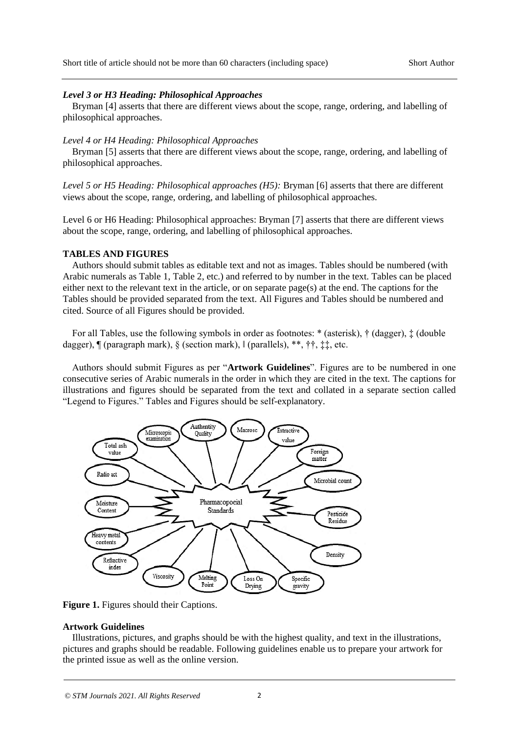### *Level 3 or H3 Heading: Philosophical Approaches*

Bryman [4] asserts that there are different views about the scope, range, ordering, and labelling of philosophical approaches.

#### *Level 4 or H4 Heading: Philosophical Approaches*

Bryman [5] asserts that there are different views about the scope, range, ordering, and labelling of philosophical approaches.

*Level 5 or H5 Heading: Philosophical approaches (H5):* Bryman [6] asserts that there are different views about the scope, range, ordering, and labelling of philosophical approaches.

Level 6 or H6 Heading: Philosophical approaches: Bryman [7] asserts that there are different views about the scope, range, ordering, and labelling of philosophical approaches.

## TABLES AND FIGURES

Authors should submit tables as editable text and not as images. Tables should be numbered (with Arabic numerals as Table 1, Table 2, etc.) and referred to by number in the text. Tables can be placed either next to the relevant text in the article, or on separate page(s) at the end. The captions for the Tables should be provided separated from the text. All Figures and Tables should be numbered and cited. Source of all Figures should be provided.

For all Tables, use the following symbols in order as footnotes: * (asterisk), † (dagger), ‡ (double dagger), ¶ (paragraph mark), § (section mark), ‖ (parallels), **, ††, ‡‡, etc.

Authors should submit Figures as per "**Artwork Guidelines**". Figures are to be numbered in one consecutive series of Arabic numerals in the order in which they are cited in the text. The captions for illustrations and figures should be separated from the text and collated in a separate section called "Legend to Figures." Tables and Figures should be self-explanatory.

**Figure 1.** Figures should their Captions.

### Artwork Guidelines

Illustrations, pictures, and graphs should be with the highest quality, and text in the illustrations, pictures and graphs should be readable. Following guidelines enable us to prepare your artwork for the printed issue as well as the online version.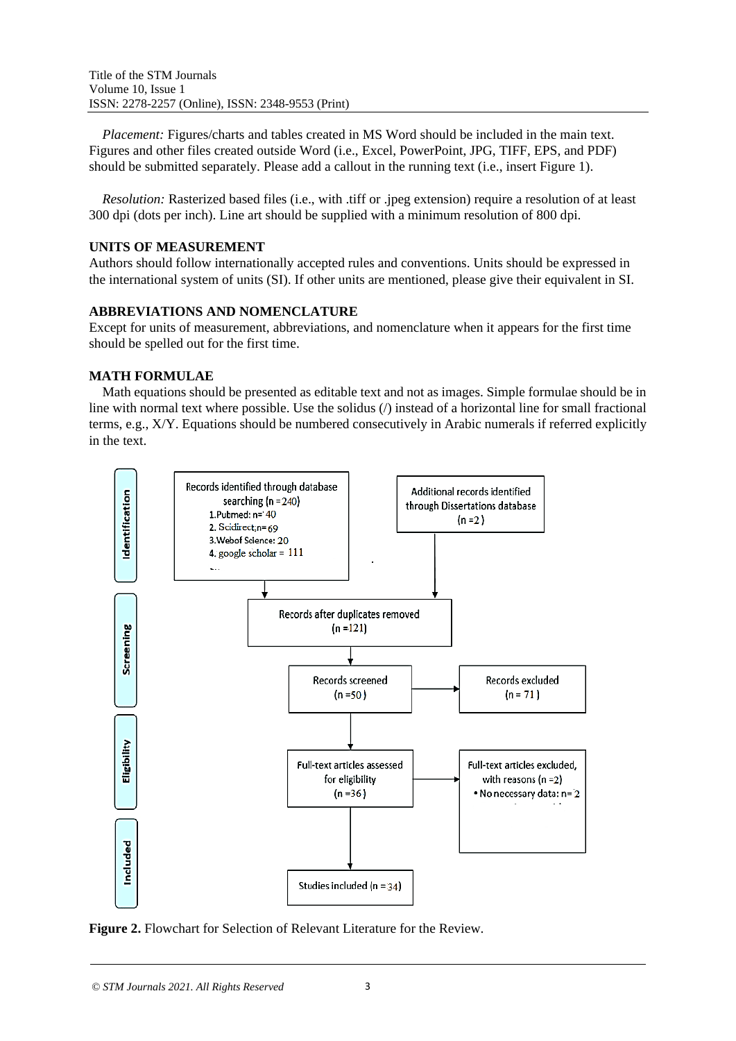*Placement:* Figures/charts and tables created in MS Word should be included in the main text. Figures and other files created outside Word (i.e., Excel, PowerPoint, JPG, TIFF, EPS, and PDF) should be submitted separately. Please add a callout in the running text (i.e., insert Figure 1).

*Resolution:* Rasterized based files (i.e., with .tiff or .jpeg extension) require a resolution of at least 300 dpi (dots per inch). Line art should be supplied with a minimum resolution of 800 dpi.

**UNITS OF MEASUREMENT**

Authors should follow internationally accepted rules and conventions. Units should be expressed in the international system of units (SI). If other units are mentioned, please give their equivalent in SI.

**ABBREVIATIONS AND NOMENCLATURE**

Except for units of measurement, abbreviations, and nomenclature when it appears for the first time should be spelled out for the first time.

**MATH FORMULAE**

Math equations should be presented as editable text and not as images. Simple formulae should be in line with normal text where possible. Use the solidus (/) instead of a horizontal line for small fractional terms, e.g., X/Y. Equations should be numbered consecutively in Arabic numerals if referred explicitly in the text.

Identification

Records identified through database searching (n =240)
1.Pubmed: n=' 40
2. Scidirect;n= 69
3.Webof Science: 20
4. google scholar = 111

Additional records identified through Dissertations database (n =2)

Screening

Records after duplicates removed (n =121)

Records screened (n =50)

Records excluded (n = 71)

Eligibility

Full-text articles assessed for eligibility (n =36)

Full-text articles excluded, with reasons (n =2)
• No necessary data: n= 2

Included

Studies included (n = 34)

**Figure 2.** Flowchart for Selection of Relevant Literature for the Review.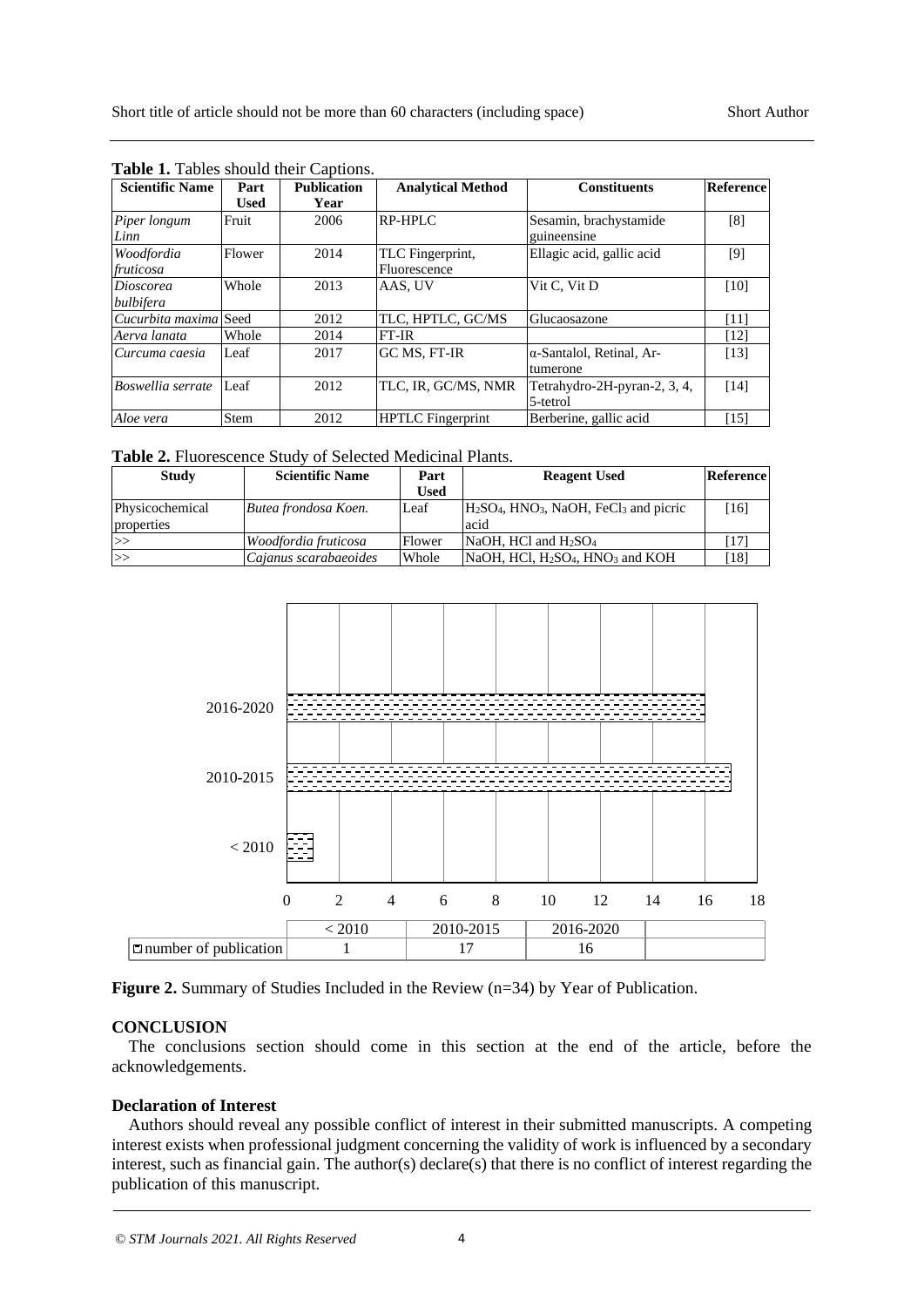**Table 1.** Tables should their Captions.

| Scientific Name | Part Used | Publication Year | Analytical Method | Constituents | Reference |
|---|---|---|---|---|---|
| *Piper longum Linn* | Fruit | 2006 | RP-HPLC | Sesamin, brachystamide guineensine | [8] |
| *Woodfordia fruticosa* | Flower | 2014 | TLC Fingerprint, Fluorescence | Ellagic acid, gallic acid | [9] |
| *Dioscorea bulbifera* | Whole | 2013 | AAS, UV | Vit C, Vit D | [10] |
| *Cucurbita maxima* | Seed | 2012 | TLC, HPTLC, GC/MS | Glucaosazone | [11] |
| *Aerva lanata* | Whole | 2014 | FT-IR | | [12] |
| *Curcuma caesia* | Leaf | 2017 | GC MS, FT-IR | α-Santalol, Retinal, Ar-tumerone | [13] |
| *Boswellia serrate* | Leaf | 2012 | TLC, IR, GC/MS, NMR | Tetrahydro-2H-pyran-2, 3, 4, 5-tetrol | [14] |
| *Aloe vera* | Stem | 2012 | HPTLC Fingerprint | Berberine, gallic acid | [15] |

**Table 2.** Fluorescence Study of Selected Medicinal Plants.

| Study | Scientific Name | Part Used | Reagent Used | Reference |
|---|---|---|---|---|
| Physicochemical properties | *Butea frondosa Koen.* | Leaf | $H_2SO_4$, $HNO_3$, NaOH, $FeCl_3$ and picric acid | [16] |
| >> | *Woodfordia fruticosa* | Flower | NaOH, HCl and $H_2SO_4$ | [17] |
| >> | *Cajanus scarabaeoides* | Whole | NaOH, HCl, $H_2SO_4$, $HNO_3$ and KOH | [18] |

| | < 2010 | 2010-2015 | 2016-2020 |
|---|---|---|---|
| number of publication | 1 | 17 | 16 |

**Figure 2.** Summary of Studies Included in the Review (n=34) by Year of Publication.

## CONCLUSION

The conclusions section should come in this section at the end of the article, before the acknowledgements.

### Declaration of Interest

Authors should reveal any possible conflict of interest in their submitted manuscripts. A competing interest exists when professional judgment concerning the validity of work is influenced by a secondary interest, such as financial gain. The author(s) declare(s) that there is no conflict of interest regarding the publication of this manuscript.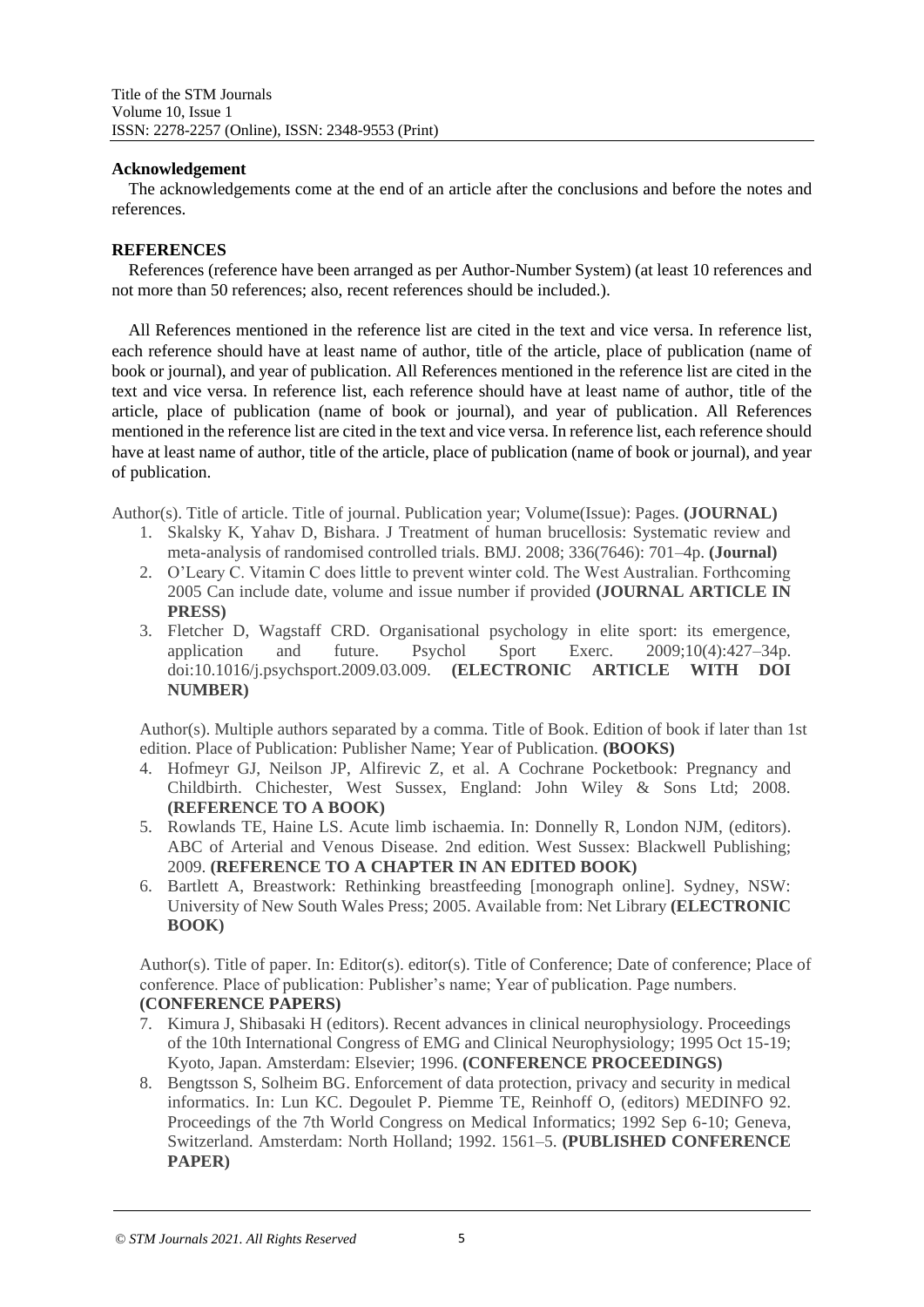**Acknowledgement**

The acknowledgements come at the end of an article after the conclusions and before the notes and references.

**REFERENCES**

References (reference have been arranged as per Author-Number System) (at least 10 references and not more than 50 references; also, recent references should be included.).

All References mentioned in the reference list are cited in the text and vice versa. In reference list, each reference should have at least name of author, title of the article, place of publication (name of book or journal), and year of publication. All References mentioned in the reference list are cited in the text and vice versa. In reference list, each reference should have at least name of author, title of the article, place of publication (name of book or journal), and year of publication. All References mentioned in the reference list are cited in the text and vice versa. In reference list, each reference should have at least name of author, title of the article, place of publication (name of book or journal), and year of publication.

Author(s). Title of article. Title of journal. Publication year; Volume(Issue): Pages. **(JOURNAL)**

1. Skalsky K, Yahav D, Bishara. J Treatment of human brucellosis: Systematic review and meta-analysis of randomised controlled trials. BMJ. 2008; 336(7646): 701–4p. **(Journal)**
2. O'Leary C. Vitamin C does little to prevent winter cold. The West Australian. Forthcoming 2005 Can include date, volume and issue number if provided **(JOURNAL ARTICLE IN PRESS)**
3. Fletcher D, Wagstaff CRD. Organisational psychology in elite sport: its emergence, application and future. Psychol Sport Exerc. 2009;10(4):427–34p. doi:10.1016/j.psychsport.2009.03.009. **(ELECTRONIC ARTICLE WITH DOI NUMBER)**

Author(s). Multiple authors separated by a comma. Title of Book. Edition of book if later than 1st edition. Place of Publication: Publisher Name; Year of Publication. **(BOOKS)**

4. Hofmeyr GJ, Neilson JP, Alfirevic Z, et al. A Cochrane Pocketbook: Pregnancy and Childbirth. Chichester, West Sussex, England: John Wiley & Sons Ltd; 2008. **(REFERENCE TO A BOOK)**
5. Rowlands TE, Haine LS. Acute limb ischaemia. In: Donnelly R, London NJM, (editors). ABC of Arterial and Venous Disease. 2nd edition. West Sussex: Blackwell Publishing; 2009. **(REFERENCE TO A CHAPTER IN AN EDITED BOOK)**
6. Bartlett A, Breastwork: Rethinking breastfeeding [monograph online]. Sydney, NSW: University of New South Wales Press; 2005. Available from: Net Library **(ELECTRONIC BOOK)**

Author(s). Title of paper. In: Editor(s). editor(s). Title of Conference; Date of conference; Place of conference. Place of publication: Publisher's name; Year of publication. Page numbers. **(CONFERENCE PAPERS)**

7. Kimura J, Shibasaki H (editors). Recent advances in clinical neurophysiology. Proceedings of the 10th International Congress of EMG and Clinical Neurophysiology; 1995 Oct 15-19; Kyoto, Japan. Amsterdam: Elsevier; 1996. **(CONFERENCE PROCEEDINGS)**
8. Bengtsson S, Solheim BG. Enforcement of data protection, privacy and security in medical informatics. In: Lun KC. Degoulet P. Piemme TE, Reinhoff O, (editors) MEDINFO 92. Proceedings of the 7th World Congress on Medical Informatics; 1992 Sep 6-10; Geneva, Switzerland. Amsterdam: North Holland; 1992. 1561–5. **(PUBLISHED CONFERENCE PAPER)**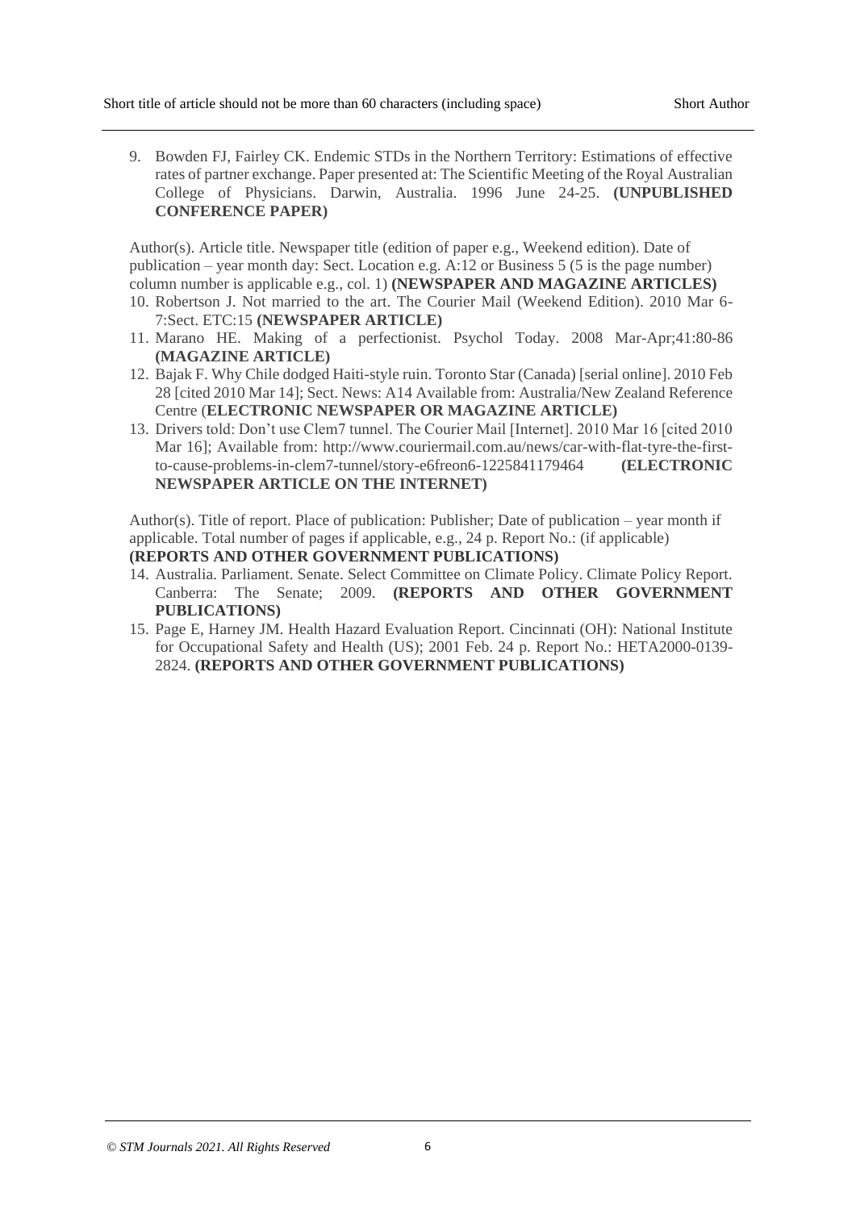9. Bowden FJ, Fairley CK. Endemic STDs in the Northern Territory: Estimations of effective rates of partner exchange. Paper presented at: The Scientific Meeting of the Royal Australian College of Physicians. Darwin, Australia. 1996 June 24-25. **(UNPUBLISHED CONFERENCE PAPER)**

Author(s). Article title. Newspaper title (edition of paper e.g., Weekend edition). Date of publication – year month day: Sect. Location e.g. A:12 or Business 5 (5 is the page number) column number is applicable e.g., col. 1) **(NEWSPAPER AND MAGAZINE ARTICLES)**

10. Robertson J. Not married to the art. The Courier Mail (Weekend Edition). 2010 Mar 6-7:Sect. ETC:15 **(NEWSPAPER ARTICLE)**
11. Marano HE. Making of a perfectionist. Psychol Today. 2008 Mar-Apr;41:80-86 **(MAGAZINE ARTICLE)**
12. Bajak F. Why Chile dodged Haiti-style ruin. Toronto Star (Canada) [serial online]. 2010 Feb 28 [cited 2010 Mar 14]; Sect. News: A14 Available from: Australia/New Zealand Reference Centre (**ELECTRONIC NEWSPAPER OR MAGAZINE ARTICLE)**
13. Drivers told: Don't use Clem7 tunnel. The Courier Mail [Internet]. 2010 Mar 16 [cited 2010 Mar 16]; Available from: http://www.couriermail.com.au/news/car-with-flat-tyre-the-first-to-cause-problems-in-clem7-tunnel/story-e6freon6-1225841179464 **(ELECTRONIC NEWSPAPER ARTICLE ON THE INTERNET)**

Author(s). Title of report. Place of publication: Publisher; Date of publication – year month if applicable. Total number of pages if applicable, e.g., 24 p. Report No.: (if applicable) **(REPORTS AND OTHER GOVERNMENT PUBLICATIONS)**

14. Australia. Parliament. Senate. Select Committee on Climate Policy. Climate Policy Report. Canberra: The Senate; 2009. **(REPORTS AND OTHER GOVERNMENT PUBLICATIONS)**
15. Page E, Harney JM. Health Hazard Evaluation Report. Cincinnati (OH): National Institute for Occupational Safety and Health (US); 2001 Feb. 24 p. Report No.: HETA2000-0139-2824. **(REPORTS AND OTHER GOVERNMENT PUBLICATIONS)**